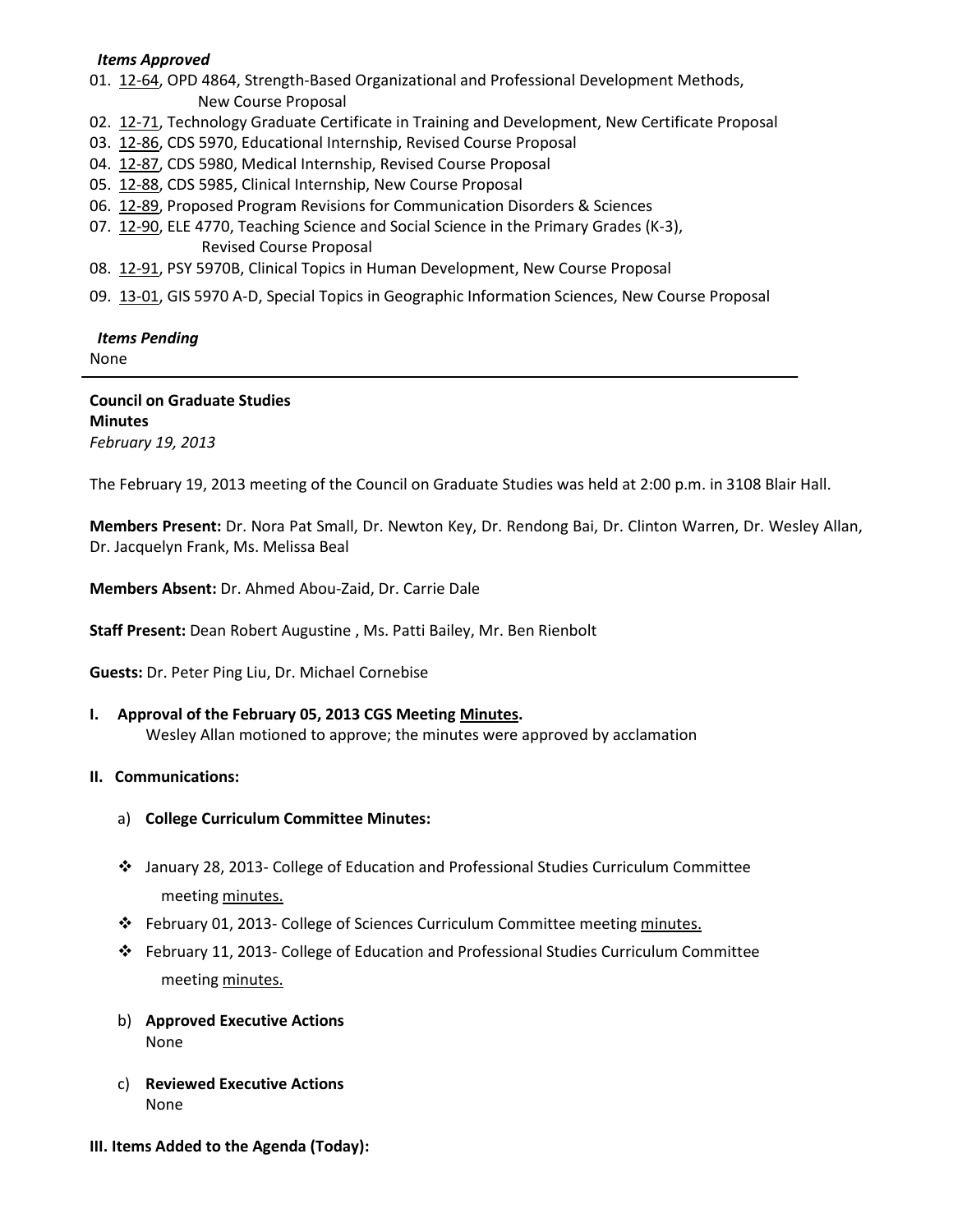***Items Approved***

01. 12-64, OPD 4864, Strength-Based Organizational and Professional Development Methods, New Course Proposal
02. 12-71, Technology Graduate Certificate in Training and Development, New Certificate Proposal
03. 12-86, CDS 5970, Educational Internship, Revised Course Proposal
04. 12-87, CDS 5980, Medical Internship, Revised Course Proposal
05. 12-88, CDS 5985, Clinical Internship, New Course Proposal
06. 12-89, Proposed Program Revisions for Communication Disorders & Sciences
07. 12-90, ELE 4770, Teaching Science and Social Science in the Primary Grades (K-3), Revised Course Proposal
08. 12-91, PSY 5970B, Clinical Topics in Human Development, New Course Proposal
09. 13-01, GIS 5970 A-D, Special Topics in Geographic Information Sciences, New Course Proposal

***Items Pending***

None

---

**Council on Graduate Studies**
**Minutes**
*February 19, 2013*

The February 19, 2013 meeting of the Council on Graduate Studies was held at 2:00 p.m. in 3108 Blair Hall.

**Members Present:** Dr. Nora Pat Small, Dr. Newton Key, Dr. Rendong Bai, Dr. Clinton Warren, Dr. Wesley Allan, Dr. Jacquelyn Frank, Ms. Melissa Beal

**Members Absent:** Dr. Ahmed Abou-Zaid, Dr. Carrie Dale

**Staff Present:** Dean Robert Augustine , Ms. Patti Bailey, Mr. Ben Rienbolt

**Guests:** Dr. Peter Ping Liu, Dr. Michael Cornebise

**I. Approval of the February 05, 2013 CGS Meeting Minutes.**

Wesley Allan motioned to approve; the minutes were approved by acclamation

**II. Communications:**

a) **College Curriculum Committee Minutes:**

- January 28, 2013- College of Education and Professional Studies Curriculum Committee meeting minutes.
- February 01, 2013- College of Sciences Curriculum Committee meeting minutes.
- February 11, 2013- College of Education and Professional Studies Curriculum Committee meeting minutes.

b) **Approved Executive Actions**
None

c) **Reviewed Executive Actions**
None

**III. Items Added to the Agenda (Today):**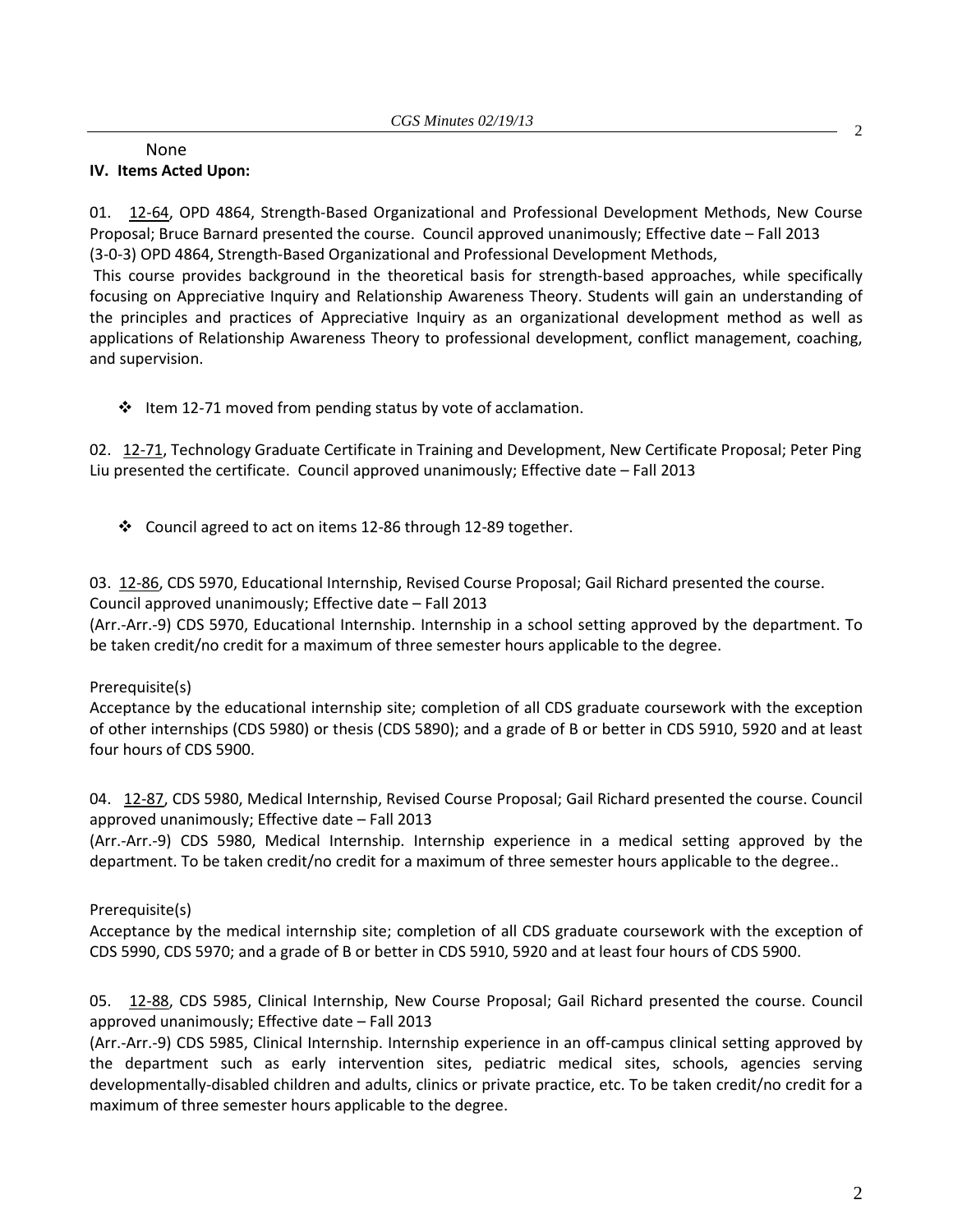None

**IV. Items Acted Upon:**

01. 12-64, OPD 4864, Strength-Based Organizational and Professional Development Methods, New Course Proposal; Bruce Barnard presented the course. Council approved unanimously; Effective date – Fall 2013
(3-0-3) OPD 4864, Strength-Based Organizational and Professional Development Methods,
This course provides background in the theoretical basis for strength-based approaches, while specifically focusing on Appreciative Inquiry and Relationship Awareness Theory. Students will gain an understanding of the principles and practices of Appreciative Inquiry as an organizational development method as well as applications of Relationship Awareness Theory to professional development, conflict management, coaching, and supervision.

- ❖ Item 12-71 moved from pending status by vote of acclamation.

02. 12-71, Technology Graduate Certificate in Training and Development, New Certificate Proposal; Peter Ping Liu presented the certificate. Council approved unanimously; Effective date – Fall 2013

- ❖ Council agreed to act on items 12-86 through 12-89 together.

03. 12-86, CDS 5970, Educational Internship, Revised Course Proposal; Gail Richard presented the course. Council approved unanimously; Effective date – Fall 2013
(Arr.-Arr.-9) CDS 5970, Educational Internship. Internship in a school setting approved by the department. To be taken credit/no credit for a maximum of three semester hours applicable to the degree.

Prerequisite(s)
Acceptance by the educational internship site; completion of all CDS graduate coursework with the exception of other internships (CDS 5980) or thesis (CDS 5890); and a grade of B or better in CDS 5910, 5920 and at least four hours of CDS 5900.

04. 12-87, CDS 5980, Medical Internship, Revised Course Proposal; Gail Richard presented the course. Council approved unanimously; Effective date – Fall 2013
(Arr.-Arr.-9) CDS 5980, Medical Internship. Internship experience in a medical setting approved by the department. To be taken credit/no credit for a maximum of three semester hours applicable to the degree..

Prerequisite(s)
Acceptance by the medical internship site; completion of all CDS graduate coursework with the exception of CDS 5990, CDS 5970; and a grade of B or better in CDS 5910, 5920 and at least four hours of CDS 5900.

05. 12-88, CDS 5985, Clinical Internship, New Course Proposal; Gail Richard presented the course. Council approved unanimously; Effective date – Fall 2013
(Arr.-Arr.-9) CDS 5985, Clinical Internship. Internship experience in an off-campus clinical setting approved by the department such as early intervention sites, pediatric medical sites, schools, agencies serving developmentally-disabled children and adults, clinics or private practice, etc. To be taken credit/no credit for a maximum of three semester hours applicable to the degree.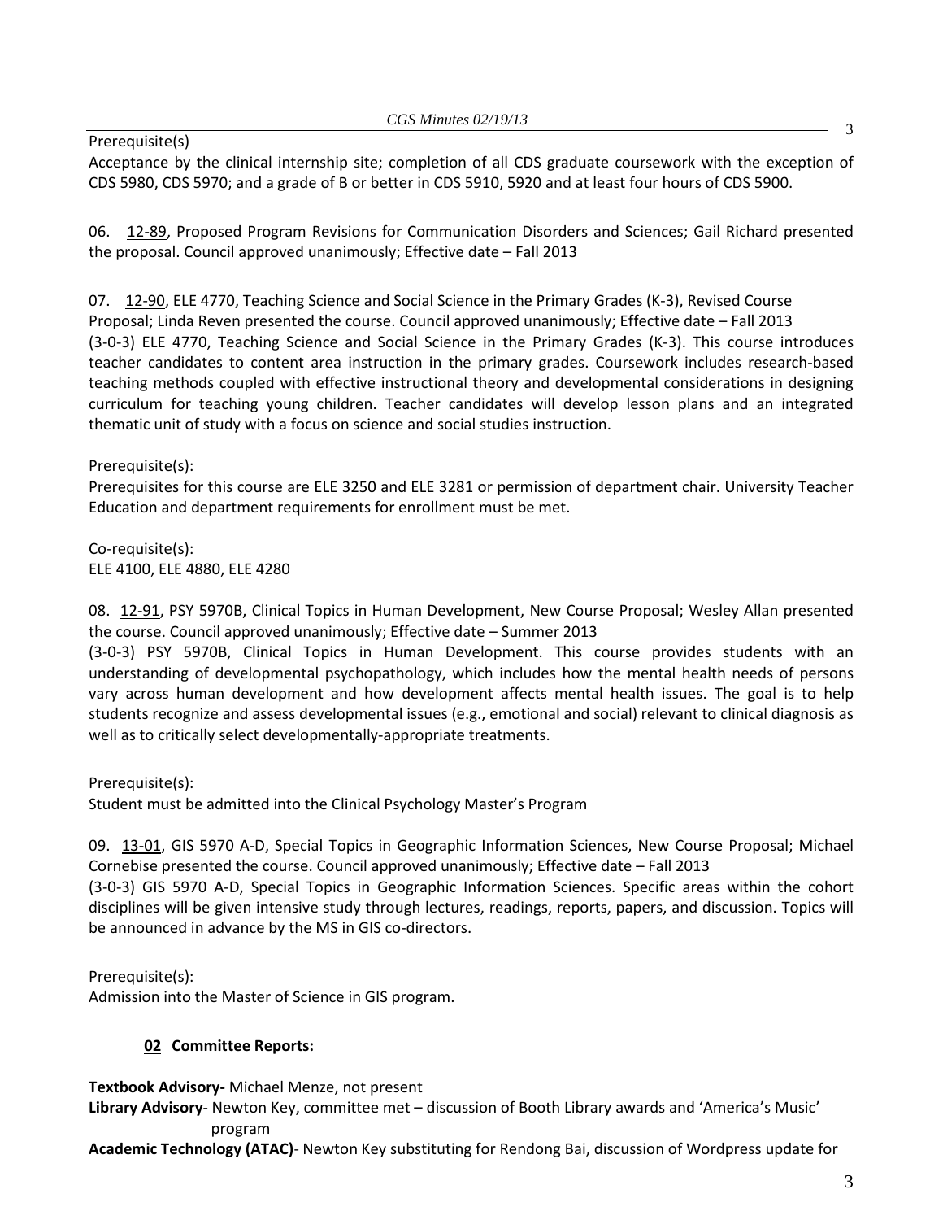Prerequisite(s)

Acceptance by the clinical internship site; completion of all CDS graduate coursework with the exception of CDS 5980, CDS 5970; and a grade of B or better in CDS 5910, 5920 and at least four hours of CDS 5900.

06. 12-89, Proposed Program Revisions for Communication Disorders and Sciences; Gail Richard presented the proposal. Council approved unanimously; Effective date – Fall 2013

07. 12-90, ELE 4770, Teaching Science and Social Science in the Primary Grades (K-3), Revised Course Proposal; Linda Reven presented the course. Council approved unanimously; Effective date – Fall 2013
(3-0-3) ELE 4770, Teaching Science and Social Science in the Primary Grades (K-3). This course introduces teacher candidates to content area instruction in the primary grades. Coursework includes research-based teaching methods coupled with effective instructional theory and developmental considerations in designing curriculum for teaching young children. Teacher candidates will develop lesson plans and an integrated thematic unit of study with a focus on science and social studies instruction.

Prerequisite(s):
Prerequisites for this course are ELE 3250 and ELE 3281 or permission of department chair. University Teacher Education and department requirements for enrollment must be met.

Co-requisite(s):
ELE 4100, ELE 4880, ELE 4280

08. 12-91, PSY 5970B, Clinical Topics in Human Development, New Course Proposal; Wesley Allan presented the course. Council approved unanimously; Effective date – Summer 2013
(3-0-3) PSY 5970B, Clinical Topics in Human Development. This course provides students with an understanding of developmental psychopathology, which includes how the mental health needs of persons vary across human development and how development affects mental health issues. The goal is to help students recognize and assess developmental issues (e.g., emotional and social) relevant to clinical diagnosis as well as to critically select developmentally-appropriate treatments.

Prerequisite(s):
Student must be admitted into the Clinical Psychology Master's Program

09. 13-01, GIS 5970 A-D, Special Topics in Geographic Information Sciences, New Course Proposal; Michael Cornebise presented the course. Council approved unanimously; Effective date – Fall 2013
(3-0-3) GIS 5970 A-D, Special Topics in Geographic Information Sciences. Specific areas within the cohort disciplines will be given intensive study through lectures, readings, reports, papers, and discussion. Topics will be announced in advance by the MS in GIS co-directors.

Prerequisite(s):
Admission into the Master of Science in GIS program.

**02 Committee Reports:**

**Textbook Advisory-** Michael Menze, not present
**Library Advisory**- Newton Key, committee met – discussion of Booth Library awards and 'America's Music' program
**Academic Technology (ATAC)**- Newton Key substituting for Rendong Bai, discussion of Wordpress update for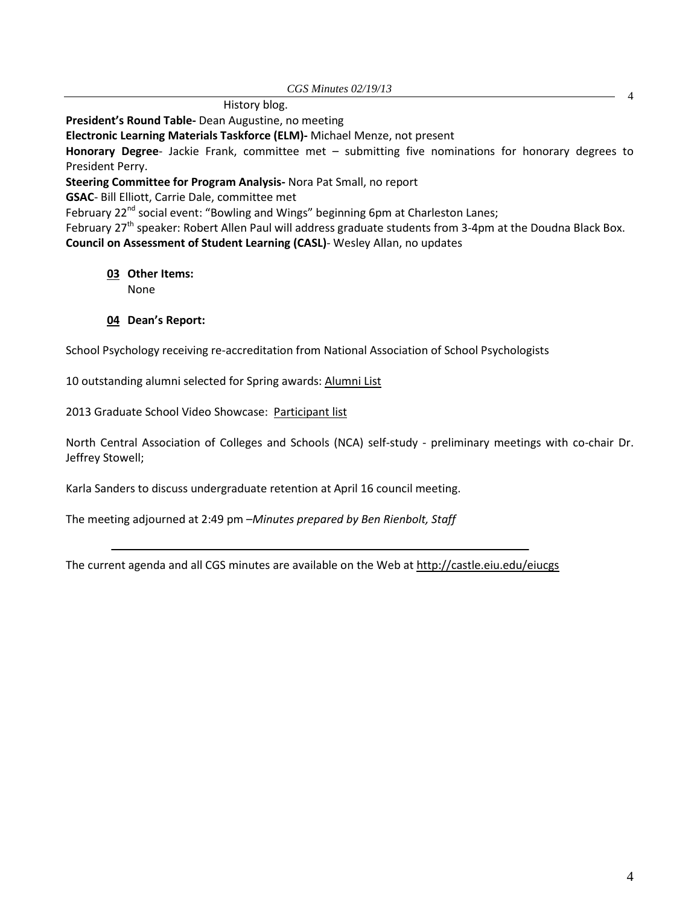History blog.

**President's Round Table-** Dean Augustine, no meeting

**Electronic Learning Materials Taskforce (ELM)-** Michael Menze, not present

**Honorary Degree**- Jackie Frank, committee met – submitting five nominations for honorary degrees to President Perry.

**Steering Committee for Program Analysis-** Nora Pat Small, no report

**GSAC**- Bill Elliott, Carrie Dale, committee met

February 22nd social event: "Bowling and Wings" beginning 6pm at Charleston Lanes;

February 27th speaker: Robert Allen Paul will address graduate students from 3-4pm at the Doudna Black Box.

**Council on Assessment of Student Learning (CASL)**- Wesley Allan, no updates

**03 Other Items:**

None

**04 Dean's Report:**

School Psychology receiving re-accreditation from National Association of School Psychologists

10 outstanding alumni selected for Spring awards: Alumni List

2013 Graduate School Video Showcase: Participant list

North Central Association of Colleges and Schools (NCA) self-study - preliminary meetings with co-chair Dr. Jeffrey Stowell;

Karla Sanders to discuss undergraduate retention at April 16 council meeting.

The meeting adjourned at 2:49 pm –*Minutes prepared by Ben Rienbolt, Staff*

---

The current agenda and all CGS minutes are available on the Web at http://castle.eiu.edu/eiucgs